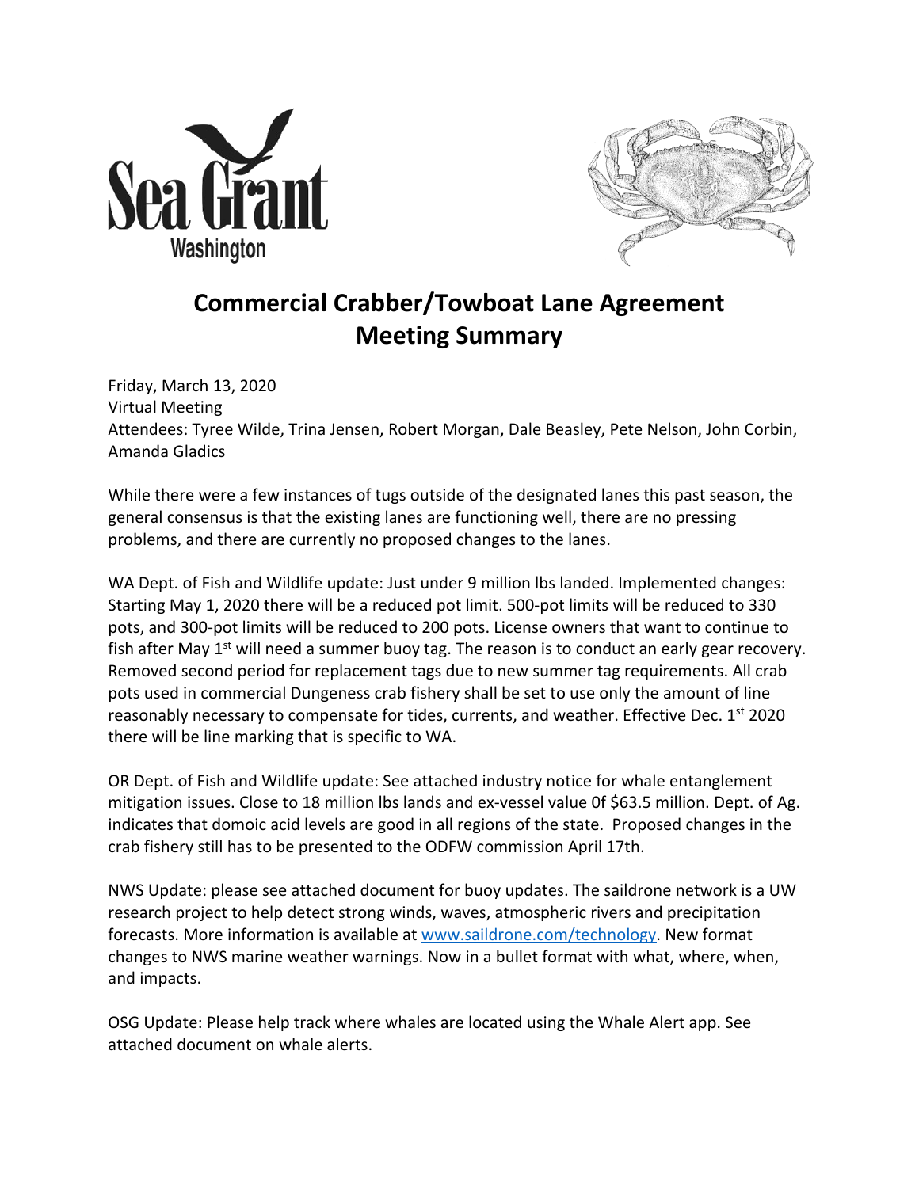# Commercial Crabber/Towboat Lane Agreement Meeting Summary

Friday, March 13, 2020
Virtual Meeting
Attendees: Tyree Wilde, Trina Jensen, Robert Morgan, Dale Beasley, Pete Nelson, John Corbin, Amanda Gladics

While there were a few instances of tugs outside of the designated lanes this past season, the general consensus is that the existing lanes are functioning well, there are no pressing problems, and there are currently no proposed changes to the lanes.

WA Dept. of Fish and Wildlife update: Just under 9 million lbs landed. Implemented changes: Starting May 1, 2020 there will be a reduced pot limit. 500-pot limits will be reduced to 330 pots, and 300-pot limits will be reduced to 200 pots. License owners that want to continue to fish after May 1st will need a summer buoy tag. The reason is to conduct an early gear recovery. Removed second period for replacement tags due to new summer tag requirements. All crab pots used in commercial Dungeness crab fishery shall be set to use only the amount of line reasonably necessary to compensate for tides, currents, and weather. Effective Dec. 1st 2020 there will be line marking that is specific to WA.

OR Dept. of Fish and Wildlife update: See attached industry notice for whale entanglement mitigation issues. Close to 18 million lbs lands and ex-vessel value 0f $63.5 million. Dept. of Ag. indicates that domoic acid levels are good in all regions of the state. Proposed changes in the crab fishery still has to be presented to the ODFW commission April 17th.

NWS Update: please see attached document for buoy updates. The saildrone network is a UW research project to help detect strong winds, waves, atmospheric rivers and precipitation forecasts. More information is available at [www.saildrone.com/technology](www.saildrone.com/technology). New format changes to NWS marine weather warnings. Now in a bullet format with what, where, when, and impacts.

OSG Update: Please help track where whales are located using the Whale Alert app. See attached document on whale alerts.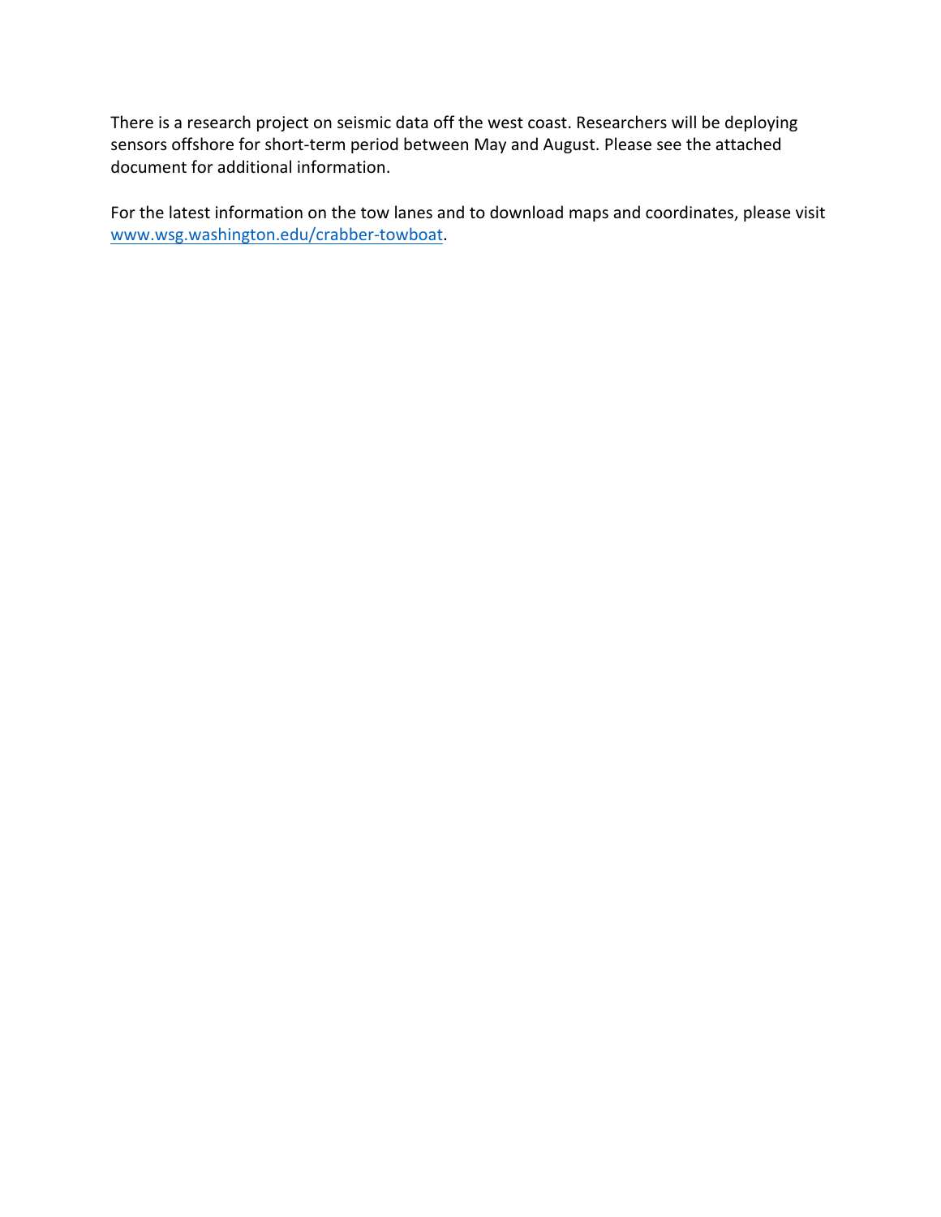There is a research project on seismic data off the west coast. Researchers will be deploying sensors offshore for short-term period between May and August. Please see the attached document for additional information.

For the latest information on the tow lanes and to download maps and coordinates, please visit [www.wsg.washington.edu/crabber-towboat](www.wsg.washington.edu/crabber-towboat).